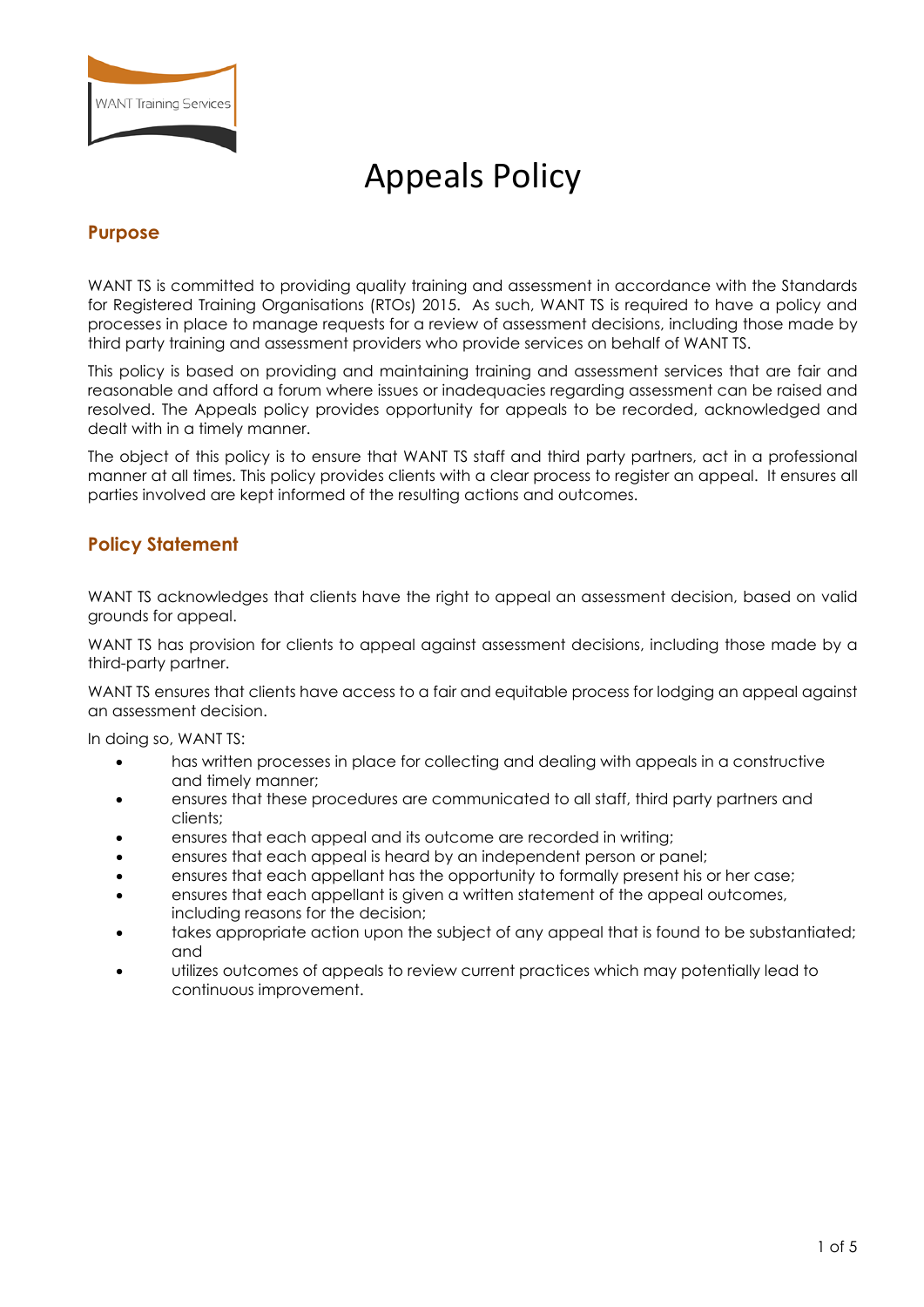WANT Training Services

# Appeals Policy

## Purpose

WANT TS is committed to providing quality training and assessment in accordance with the Standards for Registered Training Organisations (RTOs) 2015. As such, WANT TS is required to have a policy and processes in place to manage requests for a review of assessment decisions, including those made by third party training and assessment providers who provide services on behalf of WANT TS.

This policy is based on providing and maintaining training and assessment services that are fair and reasonable and afford a forum where issues or inadequacies regarding assessment can be raised and resolved. The Appeals policy provides opportunity for appeals to be recorded, acknowledged and dealt with in a timely manner.

The object of this policy is to ensure that WANT TS staff and third party partners, act in a professional manner at all times. This policy provides clients with a clear process to register an appeal. It ensures all parties involved are kept informed of the resulting actions and outcomes.

## Policy Statement

WANT TS acknowledges that clients have the right to appeal an assessment decision, based on valid grounds for appeal.

WANT TS has provision for clients to appeal against assessment decisions, including those made by a third-party partner.

WANT TS ensures that clients have access to a fair and equitable process for lodging an appeal against an assessment decision.

In doing so, WANT TS:

- has written processes in place for collecting and dealing with appeals in a constructive and timely manner;
- ensures that these procedures are communicated to all staff, third party partners and clients;
- ensures that each appeal and its outcome are recorded in writing;
- ensures that each appeal is heard by an independent person or panel;
- ensures that each appellant has the opportunity to formally present his or her case;
- ensures that each appellant is given a written statement of the appeal outcomes, including reasons for the decision;
- takes appropriate action upon the subject of any appeal that is found to be substantiated; and
- utilizes outcomes of appeals to review current practices which may potentially lead to continuous improvement.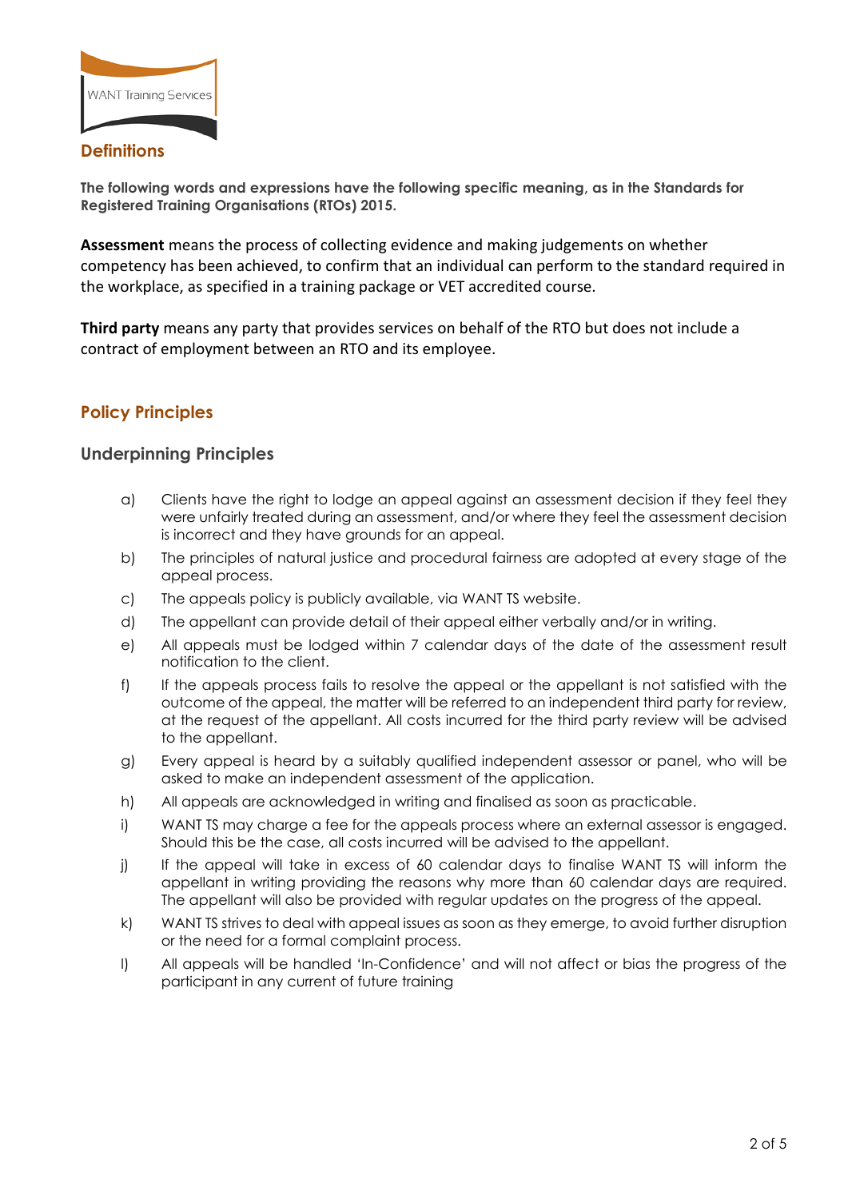## Definitions

**The following words and expressions have the following specific meaning, as in the Standards for Registered Training Organisations (RTOs) 2015.**

**Assessment** means the process of collecting evidence and making judgements on whether competency has been achieved, to confirm that an individual can perform to the standard required in the workplace, as specified in a training package or VET accredited course.

**Third party** means any party that provides services on behalf of the RTO but does not include a contract of employment between an RTO and its employee.

## Policy Principles

### Underpinning Principles

a) Clients have the right to lodge an appeal against an assessment decision if they feel they were unfairly treated during an assessment, and/or where they feel the assessment decision is incorrect and they have grounds for an appeal.

b) The principles of natural justice and procedural fairness are adopted at every stage of the appeal process.

c) The appeals policy is publicly available, via WANT TS website.

d) The appellant can provide detail of their appeal either verbally and/or in writing.

e) All appeals must be lodged within 7 calendar days of the date of the assessment result notification to the client.

f) If the appeals process fails to resolve the appeal or the appellant is not satisfied with the outcome of the appeal, the matter will be referred to an independent third party for review, at the request of the appellant. All costs incurred for the third party review will be advised to the appellant.

g) Every appeal is heard by a suitably qualified independent assessor or panel, who will be asked to make an independent assessment of the application.

h) All appeals are acknowledged in writing and finalised as soon as practicable.

i) WANT TS may charge a fee for the appeals process where an external assessor is engaged. Should this be the case, all costs incurred will be advised to the appellant.

j) If the appeal will take in excess of 60 calendar days to finalise WANT TS will inform the appellant in writing providing the reasons why more than 60 calendar days are required. The appellant will also be provided with regular updates on the progress of the appeal.

k) WANT TS strives to deal with appeal issues as soon as they emerge, to avoid further disruption or the need for a formal complaint process.

l) All appeals will be handled 'In-Confidence' and will not affect or bias the progress of the participant in any current of future training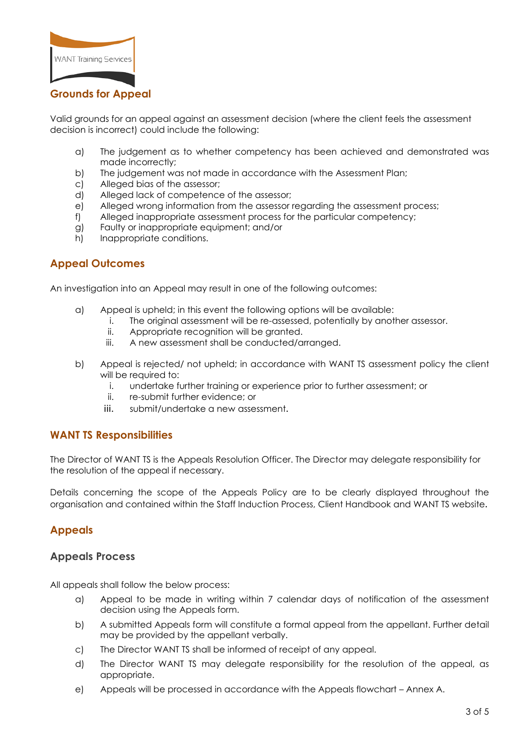## Grounds for Appeal

Valid grounds for an appeal against an assessment decision (where the client feels the assessment decision is incorrect) could include the following:

a) The judgement as to whether competency has been achieved and demonstrated was made incorrectly;
b) The judgement was not made in accordance with the Assessment Plan;
c) Alleged bias of the assessor;
d) Alleged lack of competence of the assessor;
e) Alleged wrong information from the assessor regarding the assessment process;
f) Alleged inappropriate assessment process for the particular competency;
g) Faulty or inappropriate equipment; and/or
h) Inappropriate conditions.

## Appeal Outcomes

An investigation into an Appeal may result in one of the following outcomes:

a) Appeal is upheld; in this event the following options will be available:
   i. The original assessment will be re-assessed, potentially by another assessor.
   ii. Appropriate recognition will be granted.
   iii. A new assessment shall be conducted/arranged.

b) Appeal is rejected/ not upheld; in accordance with WANT TS assessment policy the client will be required to:
   i. undertake further training or experience prior to further assessment; or
   ii. re-submit further evidence; or
   iii. submit/undertake a new assessment.

## WANT TS Responsibilities

The Director of WANT TS is the Appeals Resolution Officer. The Director may delegate responsibility for the resolution of the appeal if necessary.

Details concerning the scope of the Appeals Policy are to be clearly displayed throughout the organisation and contained within the Staff Induction Process, Client Handbook and WANT TS website.

## Appeals

### Appeals Process

All appeals shall follow the below process:

a) Appeal to be made in writing within 7 calendar days of notification of the assessment decision using the Appeals form.
b) A submitted Appeals form will constitute a formal appeal from the appellant. Further detail may be provided by the appellant verbally.
c) The Director WANT TS shall be informed of receipt of any appeal.
d) The Director WANT TS may delegate responsibility for the resolution of the appeal, as appropriate.
e) Appeals will be processed in accordance with the Appeals flowchart – Annex A.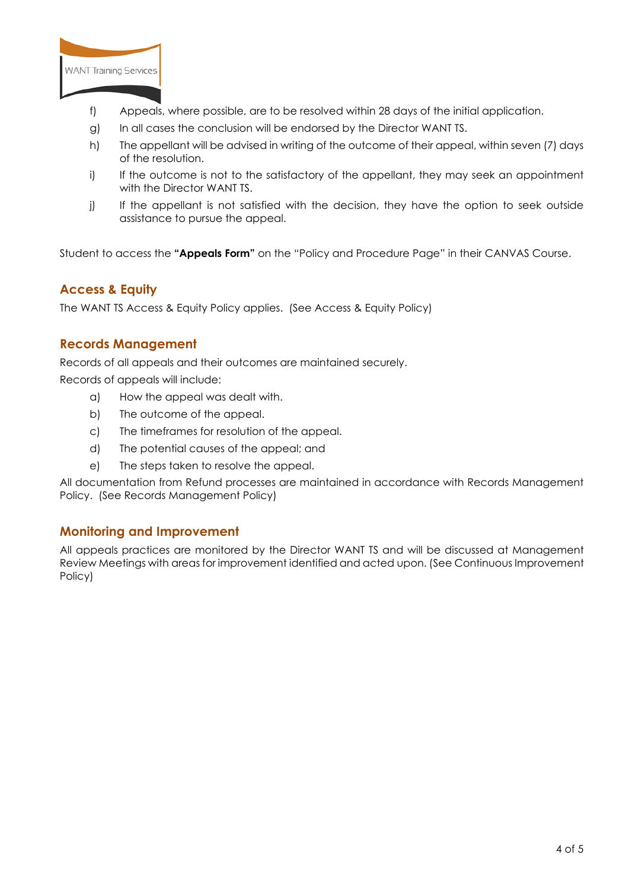f) Appeals, where possible, are to be resolved within 28 days of the initial application.

g) In all cases the conclusion will be endorsed by the Director WANT TS.

h) The appellant will be advised in writing of the outcome of their appeal, within seven (7) days of the resolution.

i) If the outcome is not to the satisfactory of the appellant, they may seek an appointment with the Director WANT TS.

j) If the appellant is not satisfied with the decision, they have the option to seek outside assistance to pursue the appeal.

Student to access the **"Appeals Form"** on the "Policy and Procedure Page" in their CANVAS Course.

## Access & Equity

The WANT TS Access & Equity Policy applies. (See Access & Equity Policy)

## Records Management

Records of all appeals and their outcomes are maintained securely.

Records of appeals will include:

a) How the appeal was dealt with.

b) The outcome of the appeal.

c) The timeframes for resolution of the appeal.

d) The potential causes of the appeal; and

e) The steps taken to resolve the appeal.

All documentation from Refund processes are maintained in accordance with Records Management Policy. (See Records Management Policy)

## Monitoring and Improvement

All appeals practices are monitored by the Director WANT TS and will be discussed at Management Review Meetings with areas for improvement identified and acted upon. (See Continuous Improvement Policy)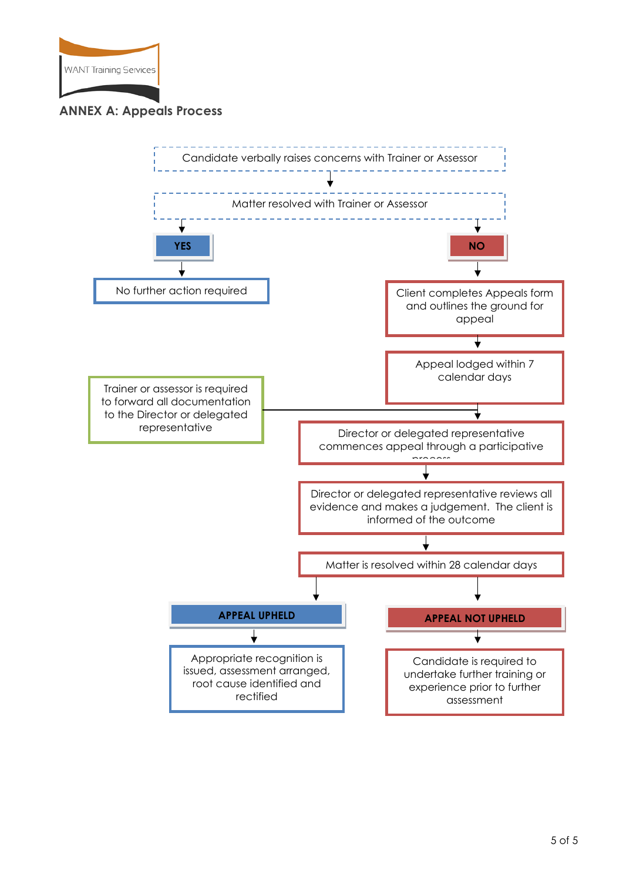WANT Training Services

## ANNEX A: Appeals Process

Candidate verbally raises concerns with Trainer or Assessor

Matter resolved with Trainer or Assessor

YES

No further action required

NO

Client completes Appeals form and outlines the ground for appeal

Appeal lodged within 7 calendar days

Trainer or assessor is required to forward all documentation to the Director or delegated representative

Director or delegated representative commences appeal through a participative process

Director or delegated representative reviews all evidence and makes a judgement. The client is informed of the outcome

Matter is resolved within 28 calendar days

APPEAL UPHELD

Appropriate recognition is issued, assessment arranged, root cause identified and rectified

APPEAL NOT UPHELD

Candidate is required to undertake further training or experience prior to further assessment